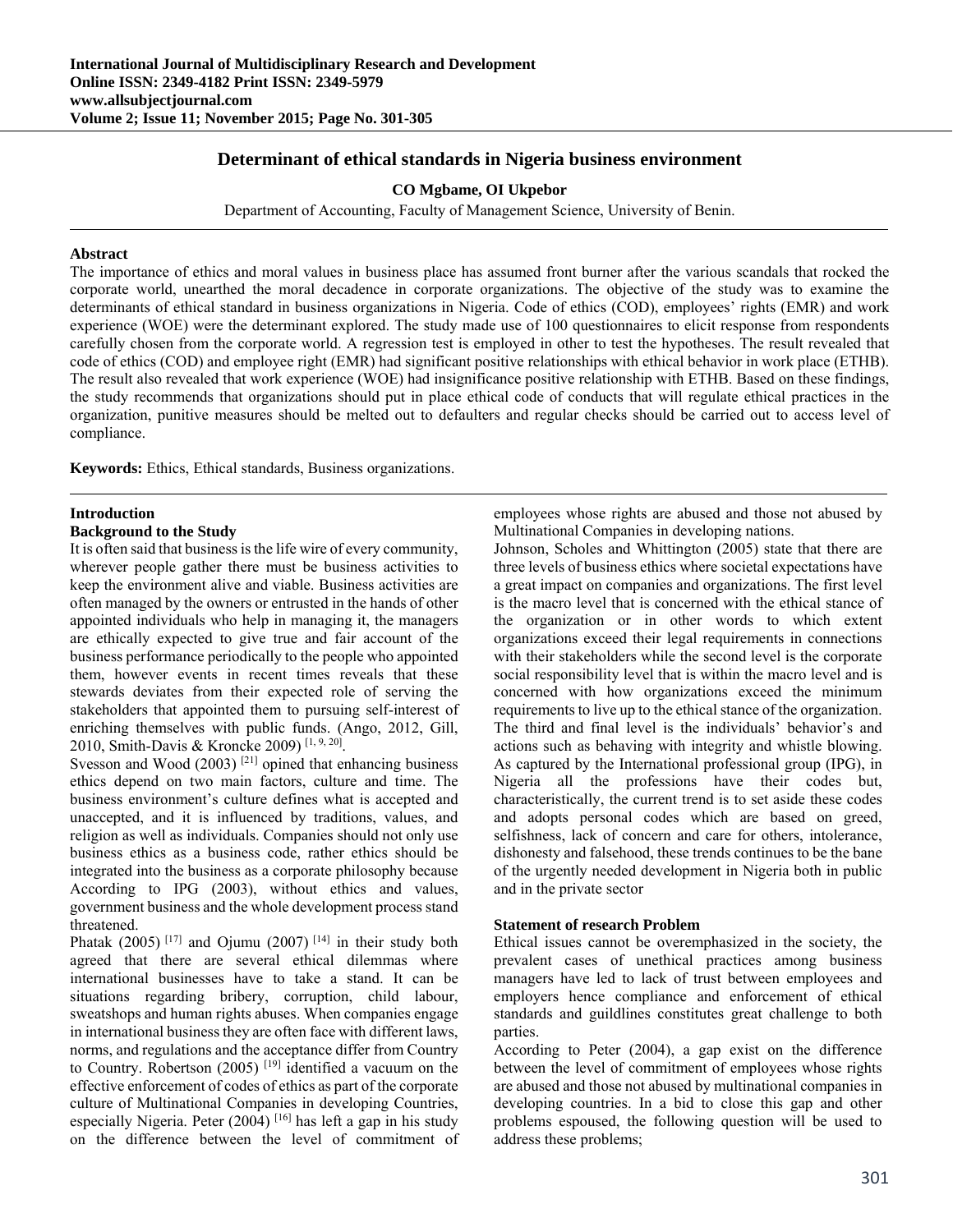# Determinant of ethical standards in Nigeria business environment

**CO Mgbame, OI Ukpebor**

Department of Accounting, Faculty of Management Science, University of Benin.

## Abstract

The importance of ethics and moral values in business place has assumed front burner after the various scandals that rocked the corporate world, unearthed the moral decadence in corporate organizations. The objective of the study was to examine the determinants of ethical standard in business organizations in Nigeria. Code of ethics (COD), employees' rights (EMR) and work experience (WOE) were the determinant explored. The study made use of 100 questionnaires to elicit response from respondents carefully chosen from the corporate world. A regression test is employed in other to test the hypotheses. The result revealed that code of ethics (COD) and employee right (EMR) had significant positive relationships with ethical behavior in work place (ETHB). The result also revealed that work experience (WOE) had insignificance positive relationship with ETHB. Based on these findings, the study recommends that organizations should put in place ethical code of conducts that will regulate ethical practices in the organization, punitive measures should be melted out to defaulters and regular checks should be carried out to access level of compliance.

**Keywords:** Ethics, Ethical standards, Business organizations.

## Introduction

### Background to the Study

It is often said that business is the life wire of every community, wherever people gather there must be business activities to keep the environment alive and viable. Business activities are often managed by the owners or entrusted in the hands of other appointed individuals who help in managing it, the managers are ethically expected to give true and fair account of the business performance periodically to the people who appointed them, however events in recent times reveals that these stewards deviates from their expected role of serving the stakeholders that appointed them to pursuing self-interest of enriching themselves with public funds. (Ango, 2012, Gill, 2010, Smith-Davis & Kroncke 2009) [1, 9, 20].

Svesson and Wood (2003) [21] opined that enhancing business ethics depend on two main factors, culture and time. The business environment's culture defines what is accepted and unaccepted, and it is influenced by traditions, values, and religion as well as individuals. Companies should not only use business ethics as a business code, rather ethics should be integrated into the business as a corporate philosophy because According to IPG (2003), without ethics and values, government business and the whole development process stand threatened.

Phatak (2005) [17] and Ojumu (2007) [14] in their study both agreed that there are several ethical dilemmas where international businesses have to take a stand. It can be situations regarding bribery, corruption, child labour, sweatshops and human rights abuses. When companies engage in international business they are often face with different laws, norms, and regulations and the acceptance differ from Country to Country. Robertson (2005) [19] identified a vacuum on the effective enforcement of codes of ethics as part of the corporate culture of Multinational Companies in developing Countries, especially Nigeria. Peter (2004) [16] has left a gap in his study on the difference between the level of commitment of employees whose rights are abused and those not abused by Multinational Companies in developing nations.

Johnson, Scholes and Whittington (2005) state that there are three levels of business ethics where societal expectations have a great impact on companies and organizations. The first level is the macro level that is concerned with the ethical stance of the organization or in other words to which extent organizations exceed their legal requirements in connections with their stakeholders while the second level is the corporate social responsibility level that is within the macro level and is concerned with how organizations exceed the minimum requirements to live up to the ethical stance of the organization. The third and final level is the individuals' behavior's and actions such as behaving with integrity and whistle blowing. As captured by the International professional group (IPG), in Nigeria all the professions have their codes but, characteristically, the current trend is to set aside these codes and adopts personal codes which are based on greed, selfishness, lack of concern and care for others, intolerance, dishonesty and falsehood, these trends continues to be the bane of the urgently needed development in Nigeria both in public and in the private sector

### Statement of research Problem

Ethical issues cannot be overemphasized in the society, the prevalent cases of unethical practices among business managers have led to lack of trust between employees and employers hence compliance and enforcement of ethical standards and guildlines constitutes great challenge to both parties.

According to Peter (2004), a gap exist on the difference between the level of commitment of employees whose rights are abused and those not abused by multinational companies in developing countries. In a bid to close this gap and other problems espoused, the following question will be used to address these problems;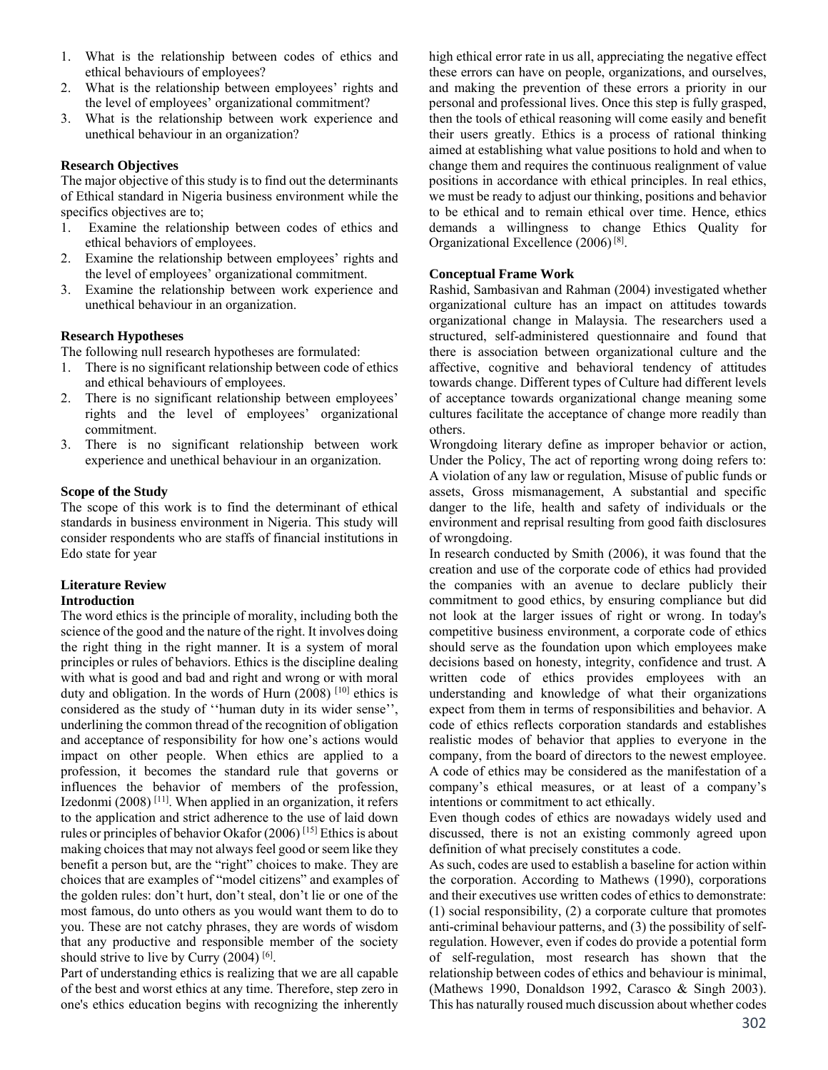1. What is the relationship between codes of ethics and ethical behaviours of employees?
2. What is the relationship between employees' rights and the level of employees' organizational commitment?
3. What is the relationship between work experience and unethical behaviour in an organization?

**Research Objectives**

The major objective of this study is to find out the determinants of Ethical standard in Nigeria business environment while the specifics objectives are to;

1. Examine the relationship between codes of ethics and ethical behaviors of employees.
2. Examine the relationship between employees' rights and the level of employees' organizational commitment.
3. Examine the relationship between work experience and unethical behaviour in an organization.

**Research Hypotheses**

The following null research hypotheses are formulated:

1. There is no significant relationship between code of ethics and ethical behaviours of employees.
2. There is no significant relationship between employees' rights and the level of employees' organizational commitment.
3. There is no significant relationship between work experience and unethical behaviour in an organization.

**Scope of the Study**

The scope of this work is to find the determinant of ethical standards in business environment in Nigeria. This study will consider respondents who are staffs of financial institutions in Edo state for year

## Literature Review

**Introduction**

The word ethics is the principle of morality, including both the science of the good and the nature of the right. It involves doing the right thing in the right manner. It is a system of moral principles or rules of behaviors. Ethics is the discipline dealing with what is good and bad and right and wrong or with moral duty and obligation. In the words of Hurn (2008) [10] ethics is considered as the study of ''human duty in its wider sense'', underlining the common thread of the recognition of obligation and acceptance of responsibility for how one's actions would impact on other people. When ethics are applied to a profession, it becomes the standard rule that governs or influences the behavior of members of the profession, Izedonmi (2008) [11]. When applied in an organization, it refers to the application and strict adherence to the use of laid down rules or principles of behavior Okafor (2006) [15] Ethics is about making choices that may not always feel good or seem like they benefit a person but, are the "right" choices to make. They are choices that are examples of "model citizens" and examples of the golden rules: don't hurt, don't steal, don't lie or one of the most famous, do unto others as you would want them to do to you. These are not catchy phrases, they are words of wisdom that any productive and responsible member of the society should strive to live by Curry (2004) [6].

Part of understanding ethics is realizing that we are all capable of the best and worst ethics at any time. Therefore, step zero in one's ethics education begins with recognizing the inherently high ethical error rate in us all, appreciating the negative effect these errors can have on people, organizations, and ourselves, and making the prevention of these errors a priority in our personal and professional lives. Once this step is fully grasped, then the tools of ethical reasoning will come easily and benefit their users greatly. Ethics is a process of rational thinking aimed at establishing what value positions to hold and when to change them and requires the continuous realignment of value positions in accordance with ethical principles. In real ethics, we must be ready to adjust our thinking, positions and behavior to be ethical and to remain ethical over time. Hence, ethics demands a willingness to change Ethics Quality for Organizational Excellence (2006) [8].

**Conceptual Frame Work**

Rashid, Sambasivan and Rahman (2004) investigated whether organizational culture has an impact on attitudes towards organizational change in Malaysia. The researchers used a structured, self-administered questionnaire and found that there is association between organizational culture and the affective, cognitive and behavioral tendency of attitudes towards change. Different types of Culture had different levels of acceptance towards organizational change meaning some cultures facilitate the acceptance of change more readily than others.

Wrongdoing literary define as improper behavior or action, Under the Policy, The act of reporting wrong doing refers to: A violation of any law or regulation, Misuse of public funds or assets, Gross mismanagement, A substantial and specific danger to the life, health and safety of individuals or the environment and reprisal resulting from good faith disclosures of wrongdoing.

In research conducted by Smith (2006), it was found that the creation and use of the corporate code of ethics had provided the companies with an avenue to declare publicly their commitment to good ethics, by ensuring compliance but did not look at the larger issues of right or wrong. In today's competitive business environment, a corporate code of ethics should serve as the foundation upon which employees make decisions based on honesty, integrity, confidence and trust. A written code of ethics provides employees with an understanding and knowledge of what their organizations expect from them in terms of responsibilities and behavior. A code of ethics reflects corporation standards and establishes realistic modes of behavior that applies to everyone in the company, from the board of directors to the newest employee. A code of ethics may be considered as the manifestation of a company's ethical measures, or at least of a company's intentions or commitment to act ethically.

Even though codes of ethics are nowadays widely used and discussed, there is not an existing commonly agreed upon definition of what precisely constitutes a code.

As such, codes are used to establish a baseline for action within the corporation. According to Mathews (1990), corporations and their executives use written codes of ethics to demonstrate: (1) social responsibility, (2) a corporate culture that promotes anti-criminal behaviour patterns, and (3) the possibility of self-regulation. However, even if codes do provide a potential form of self-regulation, most research has shown that the relationship between codes of ethics and behaviour is minimal, (Mathews 1990, Donaldson 1992, Carasco & Singh 2003). This has naturally roused much discussion about whether codes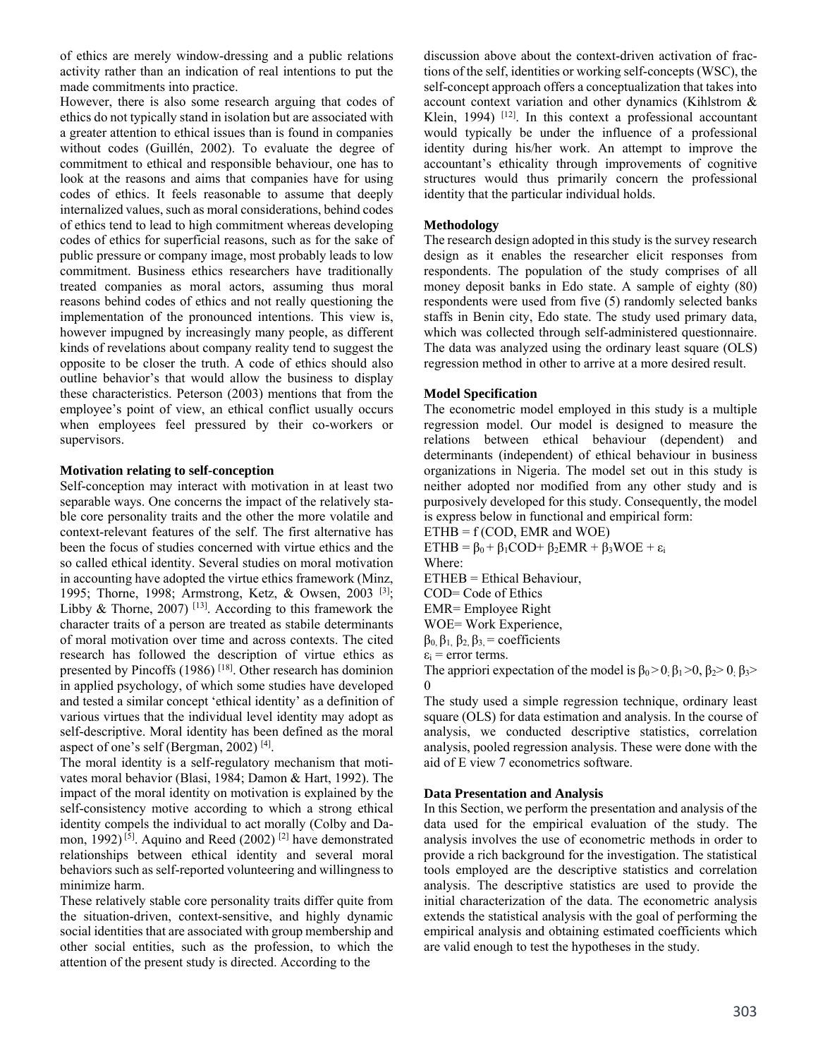of ethics are merely window-dressing and a public relations activity rather than an indication of real intentions to put the made commitments into practice.

However, there is also some research arguing that codes of ethics do not typically stand in isolation but are associated with a greater attention to ethical issues than is found in companies without codes (Guillén, 2002). To evaluate the degree of commitment to ethical and responsible behaviour, one has to look at the reasons and aims that companies have for using codes of ethics. It feels reasonable to assume that deeply internalized values, such as moral considerations, behind codes of ethics tend to lead to high commitment whereas developing codes of ethics for superficial reasons, such as for the sake of public pressure or company image, most probably leads to low commitment. Business ethics researchers have traditionally treated companies as moral actors, assuming thus moral reasons behind codes of ethics and not really questioning the implementation of the pronounced intentions. This view is, however impugned by increasingly many people, as different kinds of revelations about company reality tend to suggest the opposite to be closer the truth. A code of ethics should also outline behavior's that would allow the business to display these characteristics. Peterson (2003) mentions that from the employee's point of view, an ethical conflict usually occurs when employees feel pressured by their co-workers or supervisors.

**Motivation relating to self-conception**

Self-conception may interact with motivation in at least two separable ways. One concerns the impact of the relatively stable core personality traits and the other the more volatile and context-relevant features of the self. The first alternative has been the focus of studies concerned with virtue ethics and the so called ethical identity. Several studies on moral motivation in accounting have adopted the virtue ethics framework (Minz, 1995; Thorne, 1998; Armstrong, Ketz, & Owsen, 2003 [3]; Libby & Thorne, 2007) [13]. According to this framework the character traits of a person are treated as stabile determinants of moral motivation over time and across contexts. The cited research has followed the description of virtue ethics as presented by Pincoffs (1986) [18]. Other research has dominion in applied psychology, of which some studies have developed and tested a similar concept 'ethical identity' as a definition of various virtues that the individual level identity may adopt as self-descriptive. Moral identity has been defined as the moral aspect of one's self (Bergman, 2002) [4].

The moral identity is a self-regulatory mechanism that motivates moral behavior (Blasi, 1984; Damon & Hart, 1992). The impact of the moral identity on motivation is explained by the self-consistency motive according to which a strong ethical identity compels the individual to act morally (Colby and Damon, 1992) [5]. Aquino and Reed (2002) [2] have demonstrated relationships between ethical identity and several moral behaviors such as self-reported volunteering and willingness to minimize harm.

These relatively stable core personality traits differ quite from the situation-driven, context-sensitive, and highly dynamic social identities that are associated with group membership and other social entities, such as the profession, to which the attention of the present study is directed. According to the discussion above about the context-driven activation of fractions of the self, identities or working self-concepts (WSC), the self-concept approach offers a conceptualization that takes into account context variation and other dynamics (Kihlstrom & Klein, 1994) [12]. In this context a professional accountant would typically be under the influence of a professional identity during his/her work. An attempt to improve the accountant's ethicality through improvements of cognitive structures would thus primarily concern the professional identity that the particular individual holds.

**Methodology**

The research design adopted in this study is the survey research design as it enables the researcher elicit responses from respondents. The population of the study comprises of all money deposit banks in Edo state. A sample of eighty (80) respondents were used from five (5) randomly selected banks staffs in Benin city, Edo state. The study used primary data, which was collected through self-administered questionnaire. The data was analyzed using the ordinary least square (OLS) regression method in other to arrive at a more desired result.

**Model Specification**

The econometric model employed in this study is a multiple regression model. Our model is designed to measure the relations between ethical behaviour (dependent) and determinants (independent) of ethical behaviour in business organizations in Nigeria. The model set out in this study is neither adopted nor modified from any other study and is purposively developed for this study. Consequently, the model is express below in functional and empirical form:

ETHB = f (COD, EMR and WOE)

$ETHB = \beta_0 + \beta_1 COD + \beta_2 EMR + \beta_3 WOE + \varepsilon_i$

Where:

ETHEB = Ethical Behaviour,

COD= Code of Ethics

EMR= Employee Right

WOE= Work Experience,

$\beta_0, \beta_1, \beta_2, \beta_3$, = coefficients

$\varepsilon_i$ = error terms.

The appriori expectation of the model is $\beta_0 > 0, \beta_1 > 0, \beta_2 > 0, \beta_3 > 0$

The study used a simple regression technique, ordinary least square (OLS) for data estimation and analysis. In the course of analysis, we conducted descriptive statistics, correlation analysis, pooled regression analysis. These were done with the aid of E view 7 econometrics software.

**Data Presentation and Analysis**

In this Section, we perform the presentation and analysis of the data used for the empirical evaluation of the study. The analysis involves the use of econometric methods in order to provide a rich background for the investigation. The statistical tools employed are the descriptive statistics and correlation analysis. The descriptive statistics are used to provide the initial characterization of the data. The econometric analysis extends the statistical analysis with the goal of performing the empirical analysis and obtaining estimated coefficients which are valid enough to test the hypotheses in the study.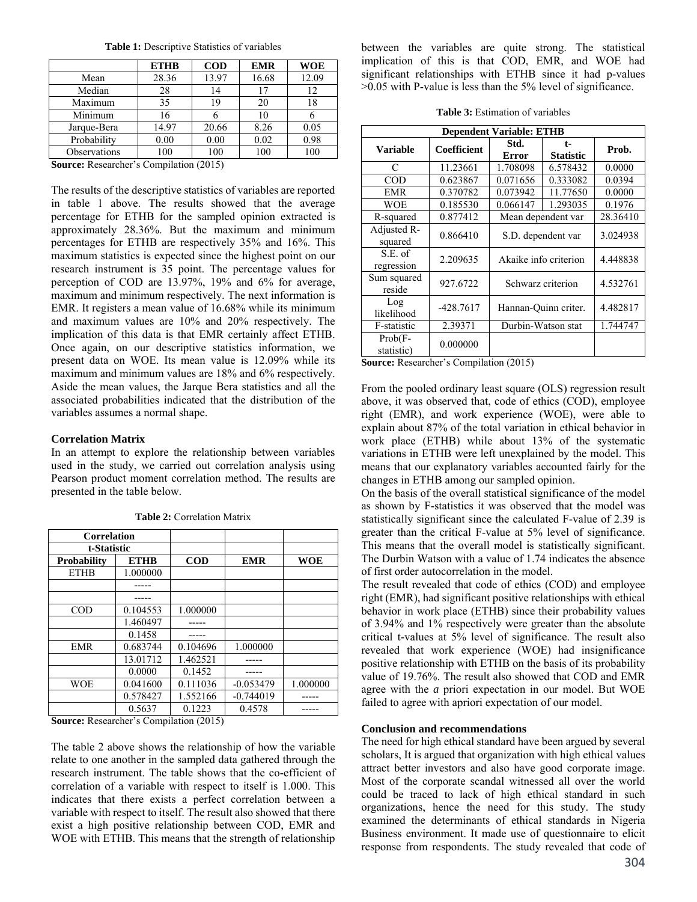**Table 1:** Descriptive Statistics of variables

| | ETHB | COD | EMR | WOE |
|---|---|---|---|---|
| Mean | 28.36 | 13.97 | 16.68 | 12.09 |
| Median | 28 | 14 | 17 | 12 |
| Maximum | 35 | 19 | 20 | 18 |
| Minimum | 16 | 6 | 10 | 6 |
| Jarque-Bera | 14.97 | 20.66 | 8.26 | 0.05 |
| Probability | 0.00 | 0.00 | 0.02 | 0.98 |
| Observations | 100 | 100 | 100 | 100 |

**Source:** Researcher's Compilation (2015)

The results of the descriptive statistics of variables are reported in table 1 above. The results showed that the average percentage for ETHB for the sampled opinion extracted is approximately 28.36%. But the maximum and minimum percentages for ETHB are respectively 35% and 16%. This maximum statistics is expected since the highest point on our research instrument is 35 point. The percentage values for perception of COD are 13.97%, 19% and 6% for average, maximum and minimum respectively. The next information is EMR. It registers a mean value of 16.68% while its minimum and maximum values are 10% and 20% respectively. The implication of this data is that EMR certainly affect ETHB. Once again, on our descriptive statistics information, we present data on WOE. Its mean value is 12.09% while its maximum and minimum values are 18% and 6% respectively. Aside the mean values, the Jarque Bera statistics and all the associated probabilities indicated that the distribution of the variables assumes a normal shape.

**Correlation Matrix**

In an attempt to explore the relationship between variables used in the study, we carried out correlation analysis using Pearson product moment correlation method. The results are presented in the table below.

**Table 2:** Correlation Matrix

| Correlation<br>t-Statistic<br>Probability | ETHB | COD | EMR | WOE |
|---|---|---|---|---|
| ETHB | 1.000000 | | | |
| | ----- | | | |
| | ----- | | | |
| COD | 0.104553 | 1.000000 | | |
| | 1.460497 | ----- | | |
| | 0.1458 | ----- | | |
| EMR | 0.683744 | 0.104696 | 1.000000 | |
| | 13.01712 | 1.462521 | ----- | |
| | 0.0000 | 0.1452 | ----- | |
| WOE | 0.041600 | 0.111036 | -0.053479 | 1.000000 |
| | 0.578427 | 1.552166 | -0.744019 | ----- |
| | 0.5637 | 0.1223 | 0.4578 | ----- |

**Source:** Researcher's Compilation (2015)

The table 2 above shows the relationship of how the variable relate to one another in the sampled data gathered through the research instrument. The table shows that the co-efficient of correlation of a variable with respect to itself is 1.000. This indicates that there exists a perfect correlation between a variable with respect to itself. The result also showed that there exist a high positive relationship between COD, EMR and WOE with ETHB. This means that the strength of relationship between the variables are quite strong. The statistical implication of this is that COD, EMR, and WOE had significant relationships with ETHB since it had p-values >0.05 with P-value is less than the 5% level of significance.

**Table 3:** Estimation of variables

| Dependent Variable: ETHB | | | | |
|---|---|---|---|---|
| **Variable** | **Coefficient** | **Std. Error** | **t-Statistic** | **Prob.** |
| C | 11.23661 | 1.708098 | 6.578432 | 0.0000 |
| COD | 0.623867 | 0.071656 | 0.333082 | 0.0394 |
| EMR | 0.370782 | 0.073942 | 11.77650 | 0.0000 |
| WOE | 0.185530 | 0.066147 | 1.293035 | 0.1976 |
| R-squared | 0.877412 | Mean dependent var | | 28.36410 |
| Adjusted R-squared | 0.866410 | S.D. dependent var | | 3.024938 |
| S.E. of regression | 2.209635 | Akaike info criterion | | 4.448838 |
| Sum squared reside | 927.6722 | Schwarz criterion | | 4.532761 |
| Log likelihood | -428.7617 | Hannan-Quinn criter. | | 4.482817 |
| F-statistic | 2.39371 | Durbin-Watson stat | | 1.744747 |
| Prob(F-statistic) | 0.000000 | | | |

**Source:** Researcher's Compilation (2015)

From the pooled ordinary least square (OLS) regression result above, it was observed that, code of ethics (COD), employee right (EMR), and work experience (WOE), were able to explain about 87% of the total variation in ethical behavior in work place (ETHB) while about 13% of the systematic variations in ETHB were left unexplained by the model. This means that our explanatory variables accounted fairly for the changes in ETHB among our sampled opinion.

On the basis of the overall statistical significance of the model as shown by F-statistics it was observed that the model was statistically significant since the calculated F-value of 2.39 is greater than the critical F-value at 5% level of significance. This means that the overall model is statistically significant. The Durbin Watson with a value of 1.74 indicates the absence of first order autocorrelation in the model.

The result revealed that code of ethics (COD) and employee right (EMR), had significant positive relationships with ethical behavior in work place (ETHB) since their probability values of 3.94% and 1% respectively were greater than the absolute critical t-values at 5% level of significance. The result also revealed that work experience (WOE) had insignificance positive relationship with ETHB on the basis of its probability value of 19.76%. The result also showed that COD and EMR agree with the *a* priori expectation in our model. But WOE failed to agree with apriori expectation of our model.

**Conclusion and recommendations**

The need for high ethical standard have been argued by several scholars, It is argued that organization with high ethical values attract better investors and also have good corporate image. Most of the corporate scandal witnessed all over the world could be traced to lack of high ethical standard in such organizations, hence the need for this study. The study examined the determinants of ethical standards in Nigeria Business environment. It made use of questionnaire to elicit response from respondents. The study revealed that code of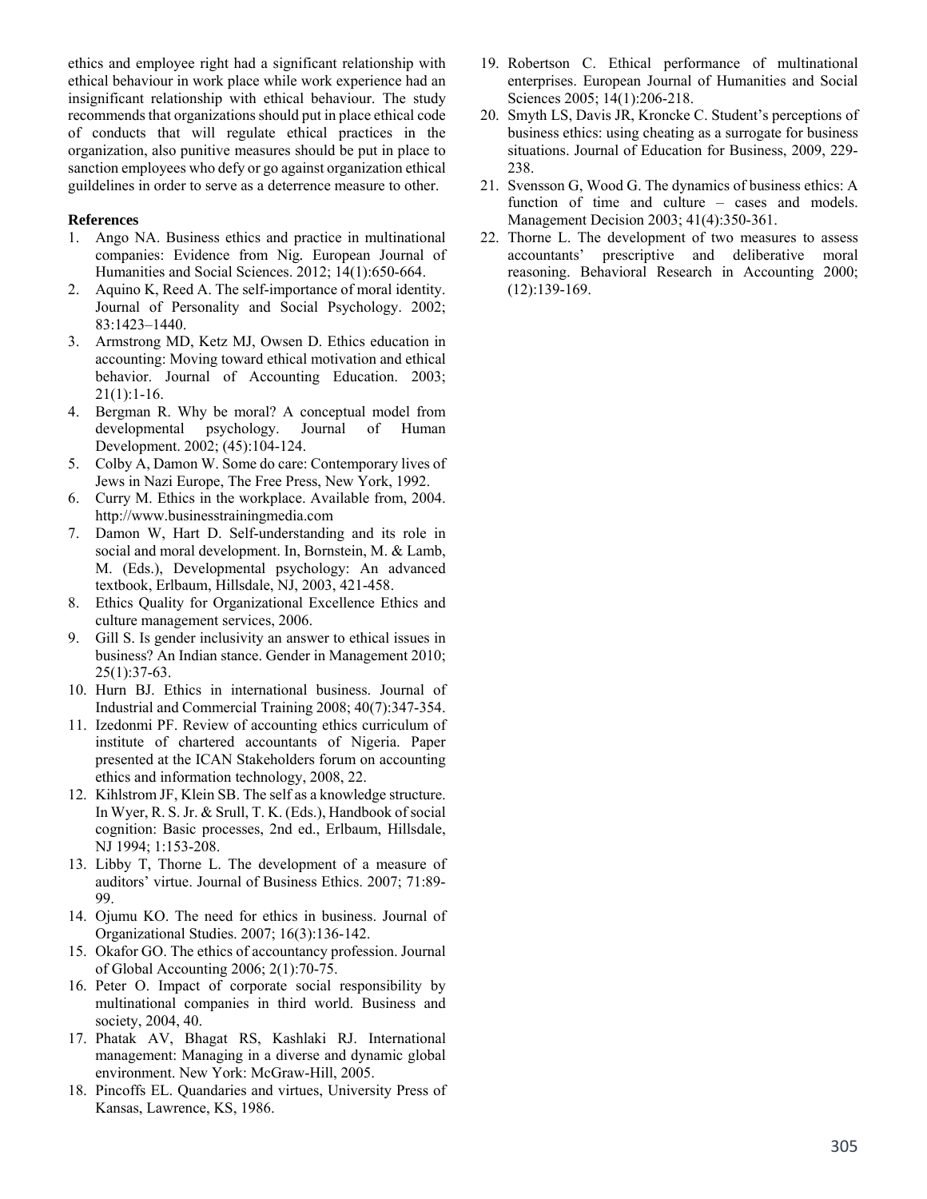ethics and employee right had a significant relationship with ethical behaviour in work place while work experience had an insignificant relationship with ethical behaviour. The study recommends that organizations should put in place ethical code of conducts that will regulate ethical practices in the organization, also punitive measures should be put in place to sanction employees who defy or go against organization ethical guildelines in order to serve as a deterrence measure to other.

**References**

1. Ango NA. Business ethics and practice in multinational companies: Evidence from Nig. European Journal of Humanities and Social Sciences. 2012; 14(1):650-664.
2. Aquino K, Reed A. The self-importance of moral identity. Journal of Personality and Social Psychology. 2002; 83:1423–1440.
3. Armstrong MD, Ketz MJ, Owsen D. Ethics education in accounting: Moving toward ethical motivation and ethical behavior. Journal of Accounting Education. 2003; 21(1):1-16.
4. Bergman R. Why be moral? A conceptual model from developmental psychology. Journal of Human Development. 2002; (45):104-124.
5. Colby A, Damon W. Some do care: Contemporary lives of Jews in Nazi Europe, The Free Press, New York, 1992.
6. Curry M. Ethics in the workplace. Available from, 2004. http://www.businesstrainingmedia.com
7. Damon W, Hart D. Self-understanding and its role in social and moral development. In, Bornstein, M. & Lamb, M. (Eds.), Developmental psychology: An advanced textbook, Erlbaum, Hillsdale, NJ, 2003, 421-458.
8. Ethics Quality for Organizational Excellence Ethics and culture management services, 2006.
9. Gill S. Is gender inclusivity an answer to ethical issues in business? An Indian stance. Gender in Management 2010; 25(1):37-63.
10. Hurn BJ. Ethics in international business. Journal of Industrial and Commercial Training 2008; 40(7):347-354.
11. Izedonmi PF. Review of accounting ethics curriculum of institute of chartered accountants of Nigeria. Paper presented at the ICAN Stakeholders forum on accounting ethics and information technology, 2008, 22.
12. Kihlstrom JF, Klein SB. The self as a knowledge structure. In Wyer, R. S. Jr. & Srull, T. K. (Eds.), Handbook of social cognition: Basic processes, 2nd ed., Erlbaum, Hillsdale, NJ 1994; 1:153-208.
13. Libby T, Thorne L. The development of a measure of auditors' virtue. Journal of Business Ethics. 2007; 71:89-99.
14. Ojumu KO. The need for ethics in business. Journal of Organizational Studies. 2007; 16(3):136-142.
15. Okafor GO. The ethics of accountancy profession. Journal of Global Accounting 2006; 2(1):70-75.
16. Peter O. Impact of corporate social responsibility by multinational companies in third world. Business and society, 2004, 40.
17. Phatak AV, Bhagat RS, Kashlaki RJ. International management: Managing in a diverse and dynamic global environment. New York: McGraw-Hill, 2005.
18. Pincoffs EL. Quandaries and virtues, University Press of Kansas, Lawrence, KS, 1986.
19. Robertson C. Ethical performance of multinational enterprises. European Journal of Humanities and Social Sciences 2005; 14(1):206-218.
20. Smyth LS, Davis JR, Kroncke C. Student's perceptions of business ethics: using cheating as a surrogate for business situations. Journal of Education for Business, 2009, 229-238.
21. Svensson G, Wood G. The dynamics of business ethics: A function of time and culture – cases and models. Management Decision 2003; 41(4):350-361.
22. Thorne L. The development of two measures to assess accountants' prescriptive and deliberative moral reasoning. Behavioral Research in Accounting 2000; (12):139-169.